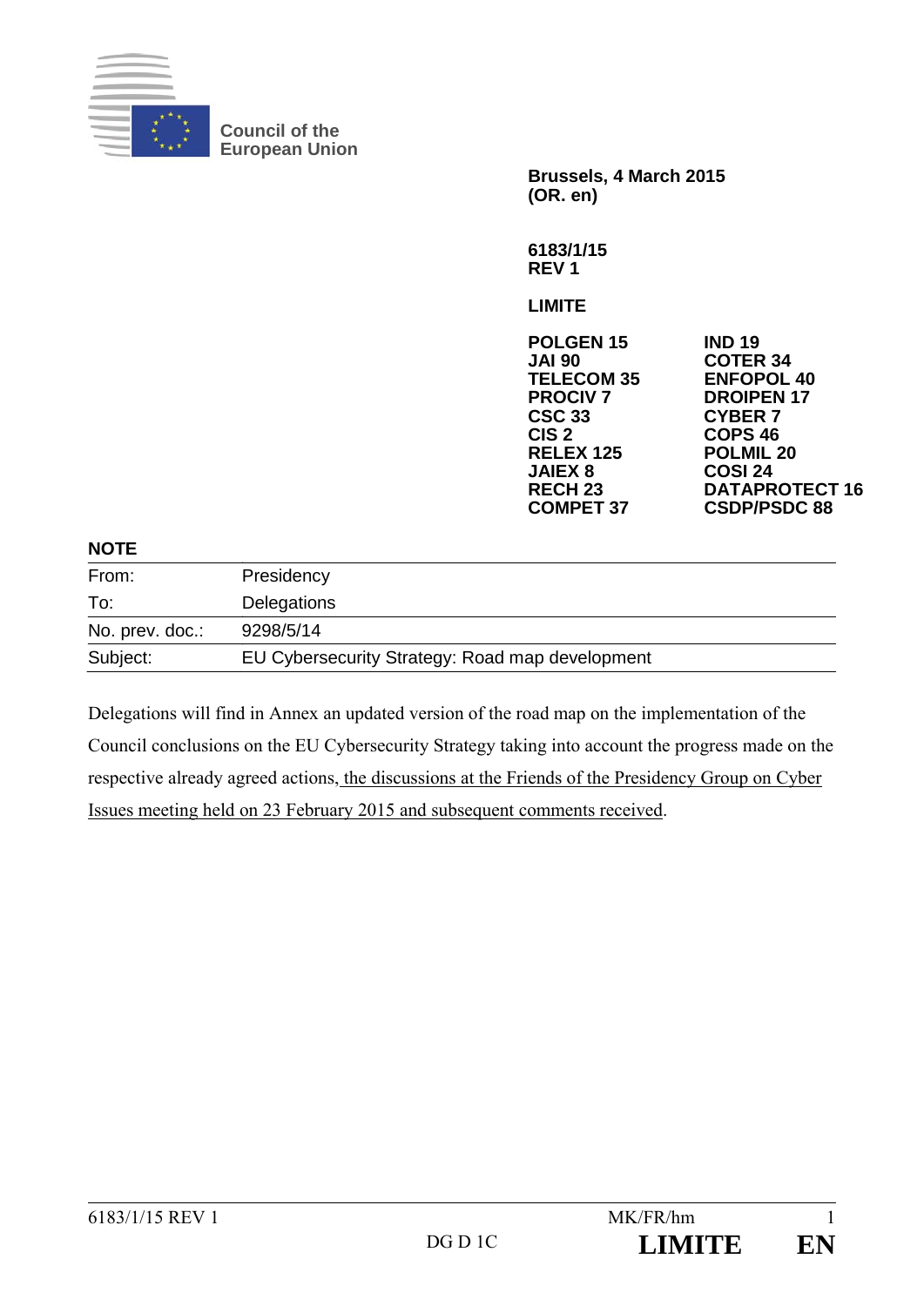Council of the European Union

**Brussels, 4 March 2015**
**(OR. en)**

**6183/1/15**
**REV 1**

**LIMITE**

| | |
|---|---|
| **POLGEN 15** | **IND 19** |
| **JAI 90** | **COTER 34** |
| **TELECOM 35** | **ENFOPOL 40** |
| **PROCIV 7** | **DROIPEN 17** |
| **CSC 33** | **CYBER 7** |
| **CIS 2** | **COPS 46** |
| **RELEX 125** | **POLMIL 20** |
| **JAIEX 8** | **COSI 24** |
| **RECH 23** | **DATAPROTECT 16** |
| **COMPET 37** | **CSDP/PSDC 88** |

**NOTE**

| | |
|---|---|
| From: | Presidency |
| To: | Delegations |
| No. prev. doc.: | 9298/5/14 |
| Subject: | EU Cybersecurity Strategy: Road map development |

Delegations will find in Annex an updated version of the road map on the implementation of the Council conclusions on the EU Cybersecurity Strategy taking into account the progress made on the respective already agreed actions, <u>the discussions at the Friends of the Presidency Group on Cyber Issues meeting held on 23 February 2015 and subsequent comments received</u>.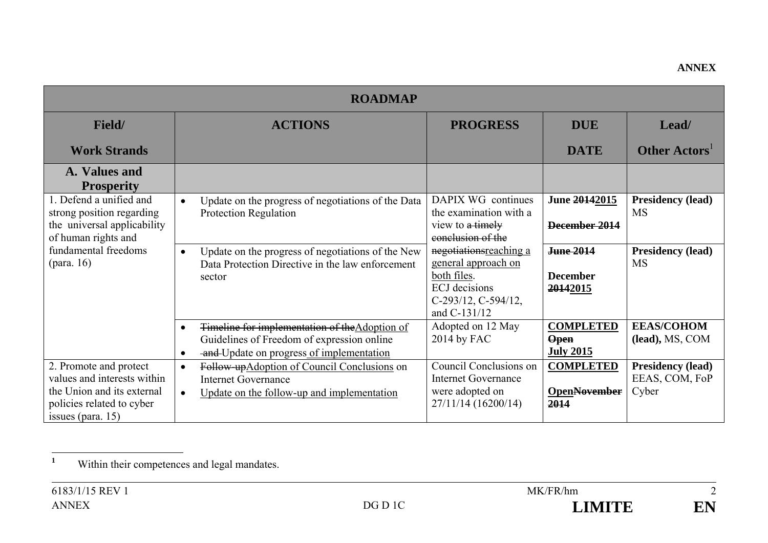**ANNEX**

| ROADMAP | | | | |
|---|---|---|---|---|
| **Field/ Work Strands** | **ACTIONS** | **PROGRESS** | **DUE DATE** | **Lead/ Other Actors**[1] |
| **A. Values and Prosperity** | | | | |
| 1. Defend a unified and strong position regarding the universal applicability of human rights and fundamental freedoms (para. 16) | • Update on the progress of negotiations of the Data Protection Regulation | DAPIX WG continues the examination with a view to ~~a timely conclusion of the negotiations~~reaching a general approach on both files. ECJ decisions C-293/12, C-594/12, and C-131/12 | **June ~~2014~~2015** **~~December 2014~~** | **Presidency (lead)** MS |
| | • Update on the progress of negotiations of the New Data Protection Directive in the law enforcement sector | | **~~June 2014~~** **December ~~2014~~2015** | **Presidency (lead)** MS |
| | • ~~Timeline for implementation of the~~Adoption of Guidelines of Freedom of expression online • ~~and~~ Update on progress of implementation | Adopted on 12 May 2014 by FAC | **COMPLETED** **~~Open~~** **July 2015** | **EEAS/COHOM (lead),** MS, COM |
| 2. Promote and protect values and interests within the Union and its external policies related to cyber issues (para. 15) | • ~~Follow-up~~Adoption of Council Conclusions on Internet Governance • Update on the follow-up and implementation | Council Conclusions on Internet Governance were adopted on 27/11/14 (16200/14) | **COMPLETED** **Open~~November 2014~~** | **Presidency (lead)** EEAS, COM, FoP Cyber |

[1] Within their competences and legal mandates.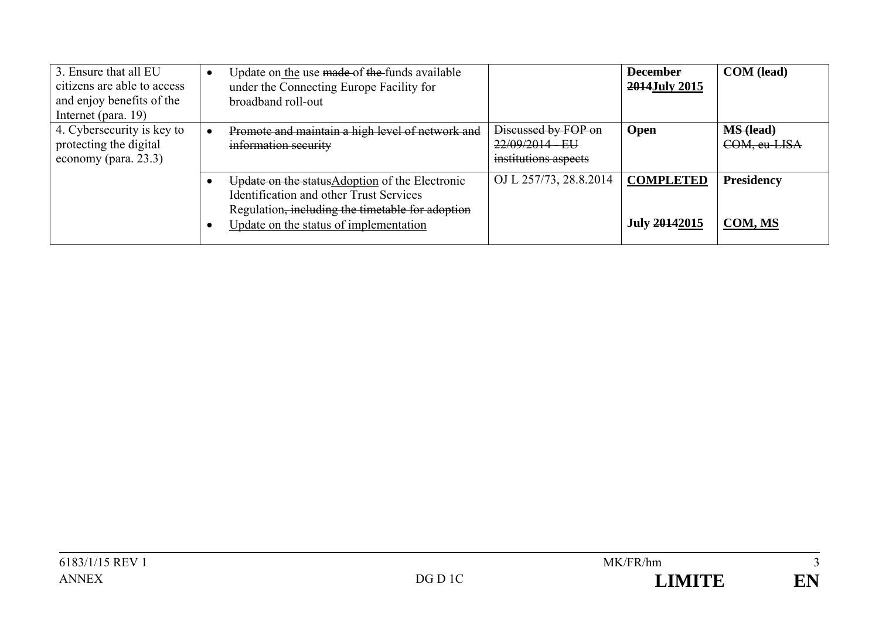| 3. Ensure that all EU citizens are able to access and enjoy benefits of the Internet (para. 19) | • Update on the use ~~made~~ of ~~the~~ funds available under the Connecting Europe Facility for broadband roll-out | | **~~December 2014~~July 2015** | **COM (lead)** |
|---|---|---|---|---|
| 4. Cybersecurity is key to protecting the digital economy (para. 23.3) | • ~~Promote and maintain a high level of network and information security~~ | ~~Discussed by FOP on 22/09/2014 - EU institutions aspects~~ | **~~Open~~** | **~~MS (lead)~~** ~~COM, eu-LISA~~ |
| | • ~~Update on the status~~Adoption of the Electronic Identification and other Trust Services Regulation~~, including the timetable for adoption~~<br>• Update on the status of implementation | OJ L 257/73, 28.8.2014 | **COMPLETED**<br><br>**July ~~2014~~2015** | **Presidency**<br><br>**COM, MS** |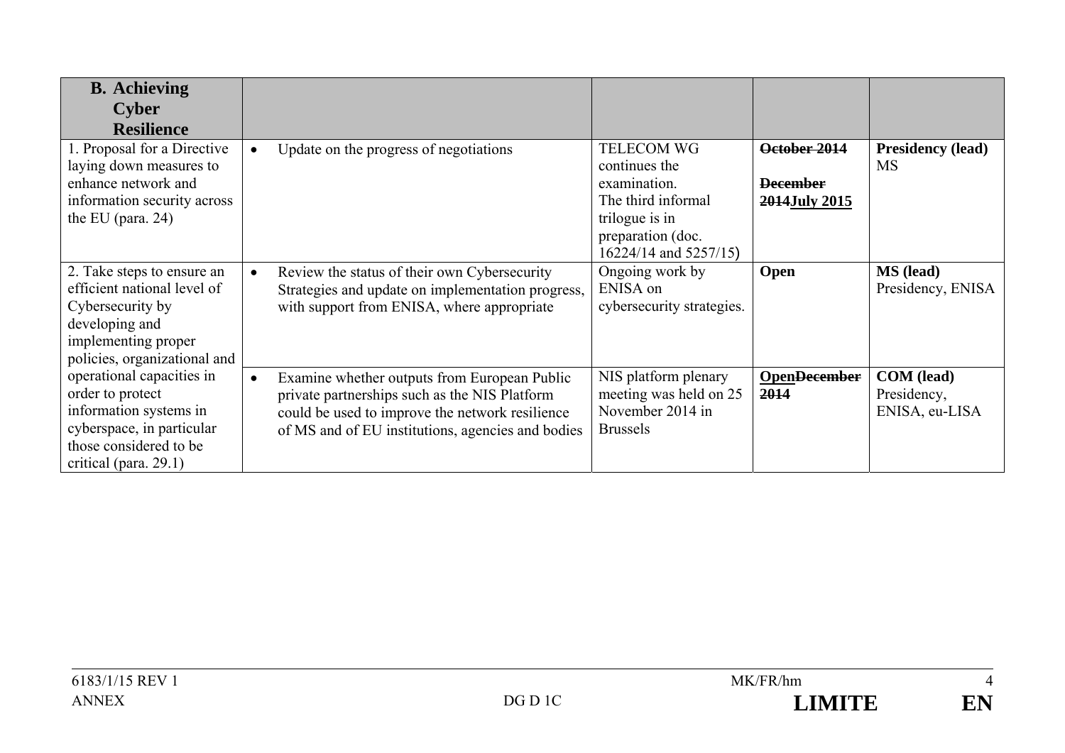| **B. Achieving Cyber Resilience** | | | | |
|---|---|---|---|---|
| 1. Proposal for a Directive laying down measures to enhance network and information security across the EU (para. 24) | • Update on the progress of negotiations | TELECOM WG continues the examination. The third informal trilogue is in preparation (doc. 16224/14 and 5257/15) | ~~**October 2014**~~ ~~**December 2014**~~**July 2015** | **Presidency (lead)** MS |
| 2. Take steps to ensure an efficient national level of Cybersecurity by developing and implementing proper policies, organizational and operational capacities in order to protect information systems in cyberspace, in particular those considered to be critical (para. 29.1) | • Review the status of their own Cybersecurity Strategies and update on implementation progress, with support from ENISA, where appropriate | Ongoing work by ENISA on cybersecurity strategies. | **Open** | **MS (lead)** Presidency, ENISA |
| | • Examine whether outputs from European Public private partnerships such as the NIS Platform could be used to improve the network resilience of MS and of EU institutions, agencies and bodies | NIS platform plenary meeting was held on 25 November 2014 in Brussels | **Open**~~**December 2014**~~ | **COM (lead)** Presidency, ENISA, eu-LISA |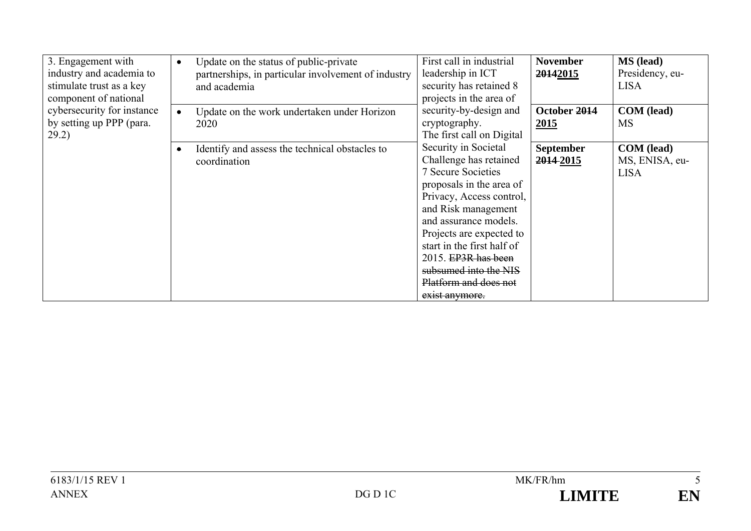| 3. Engagement with industry and academia to stimulate trust as a key component of national cybersecurity for instance by setting up PPP (para. 29.2) | • Update on the status of public-private partnerships, in particular involvement of industry and academia | First call in industrial leadership in ICT security has retained 8 projects in the area of security-by-design and cryptography. The first call on Digital Security in Societal Challenge has retained 7 Secure Societies proposals in the area of Privacy, Access control, and Risk management and assurance models. Projects are expected to start in the first half of 2015. ~~EP3R has been subsumed into the NIS Platform and does not exist anymore.~~ | **November ~~2014~~2015** | **MS (lead)** Presidency, eu-LISA |
|---|---|---|---|---|
| | • Update on the work undertaken under Horizon 2020 | | **October ~~2014~~ 2015** | **COM (lead)** MS |
| | • Identify and assess the technical obstacles to coordination | | **September ~~2014~~ 2015** | **COM (lead)** MS, ENISA, eu-LISA |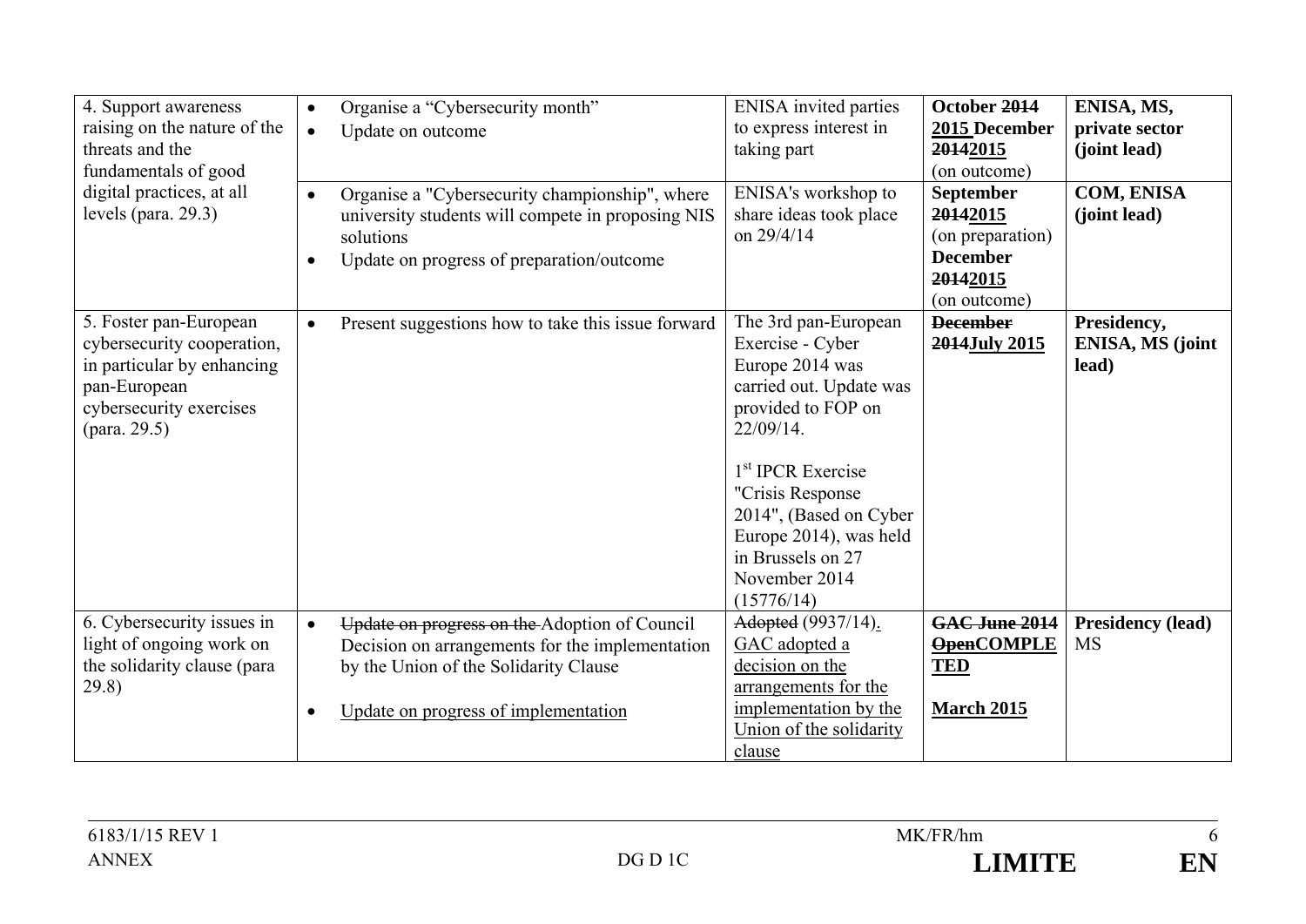| 4. Support awareness raising on the nature of the threats and the fundamentals of good digital practices, at all levels (para. 29.3) | • Organise a "Cybersecurity month"<br>• Update on outcome | ENISA invited parties to express interest in taking part | **October ~~2014~~ <u>2015</u> December ~~2014~~<u>2015</u>** (on outcome) | **ENISA, MS, private sector (joint lead)** |
|---|---|---|---|---|
| | • Organise a "Cybersecurity championship", where university students will compete in proposing NIS solutions<br>• Update on progress of preparation/outcome | ENISA's workshop to share ideas took place on 29/4/14 | **September ~~2014~~<u>2015</u>** (on preparation) **December ~~2014~~<u>2015</u>** (on outcome) | **COM, ENISA (joint lead)** |
| 5. Foster pan-European cybersecurity cooperation, in particular by enhancing pan-European cybersecurity exercises (para. 29.5) | • Present suggestions how to take this issue forward | The 3rd pan-European Exercise - Cyber Europe 2014 was carried out. Update was provided to FOP on 22/09/14.<br><br>1st IPCR Exercise "Crisis Response 2014", (Based on Cyber Europe 2014), was held in Brussels on 27 November 2014 (15776/14) | **~~December 2014~~<u>July 2015</u>** | **Presidency, ENISA, MS (joint lead)** |
| 6. Cybersecurity issues in light of ongoing work on the solidarity clause (para 29.8) | • ~~Update on progress on the~~ Adoption of Council Decision on arrangements for the implementation by the Union of the Solidarity Clause<br><br>• <u>Update on progress of implementation</u> | ~~Adopted~~ (9937/14)<u>.</u> <u>GAC adopted a decision on the arrangements for the implementation by the Union of the solidarity clause</u> | **~~GAC June 2014~~ ~~Open~~<u>COMPLETED</u>**<br><br>**<u>March 2015</u>** | **Presidency (lead)** MS |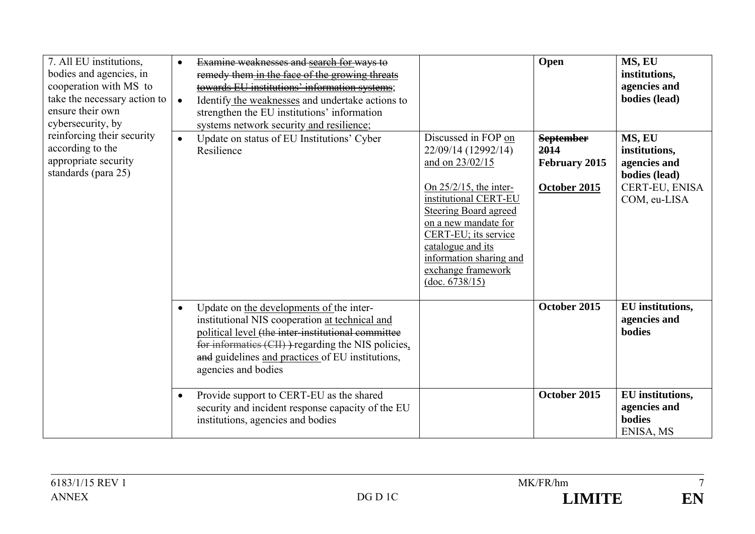| | | | | |
|---|---|---|---|---|
| 7. All EU institutions, bodies and agencies, in cooperation with MS to take the necessary action to ensure their own cybersecurity, by reinforcing their security according to the appropriate security standards (para 25) | • ~~Examine weaknesses and search for ways to remedy them in the face of the growing threats towards EU institutions' information systems;~~<br>• Identify the weaknesses and undertake actions to strengthen the EU institutions' information systems network security and resilience; | | **Open** | **MS, EU institutions, agencies and bodies (lead)** |
| | • Update on status of EU Institutions' Cyber Resilience | Discussed in FOP on 22/09/14 (12992/14) and on 23/02/15<br><br>On 25/2/15, the inter-institutional CERT-EU Steering Board agreed on a new mandate for CERT-EU; its service catalogue and its information sharing and exchange framework (doc. 6738/15) | ~~**September 2014**~~<br>**February 2015**<br><br>**October 2015** | **MS, EU institutions, agencies and bodies (lead)**<br>CERT-EU, ENISA COM, eu-LISA |
| | • Update on the developments of the inter-institutional NIS cooperation at technical and political level ~~(the inter-institutional committee for informatics (CII) )~~ regarding the NIS policies, ~~and~~ guidelines and practices of EU institutions, agencies and bodies | | **October 2015** | **EU institutions, agencies and bodies** |
| | • Provide support to CERT-EU as the shared security and incident response capacity of the EU institutions, agencies and bodies | | **October 2015** | **EU institutions, agencies and bodies**<br>ENISA, MS |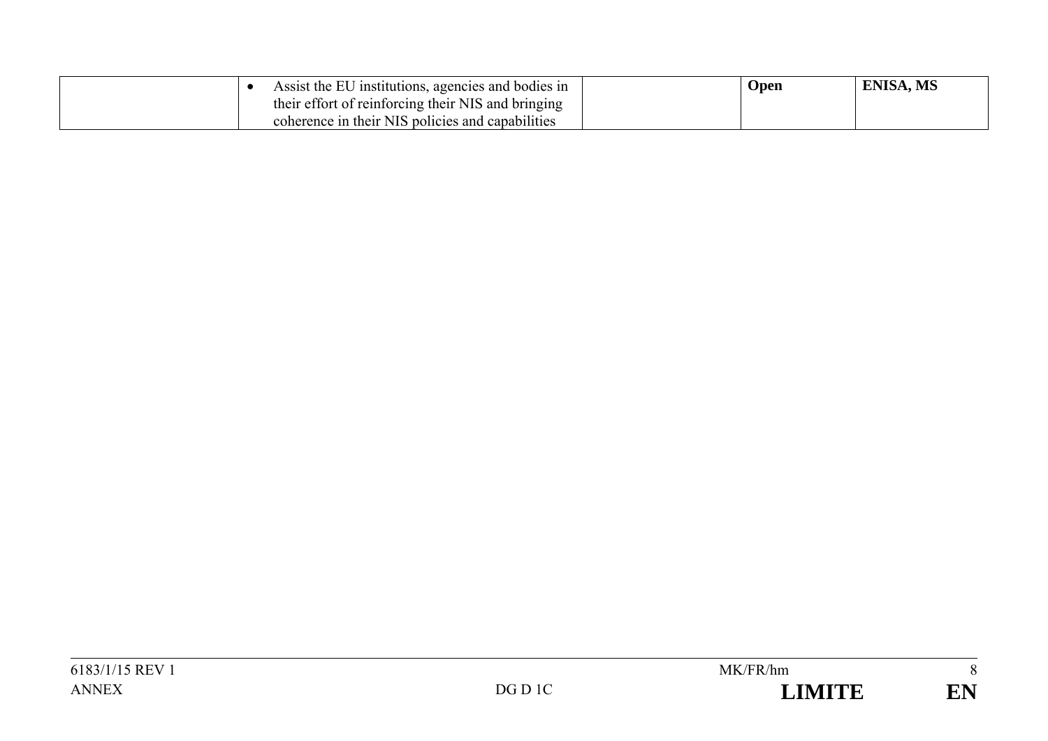|  |  |  |  |  |
|---|---|---|---|---|
|  | • Assist the EU institutions, agencies and bodies in their effort of reinforcing their NIS and bringing coherence in their NIS policies and capabilities |  | **Open** | **ENISA, MS** |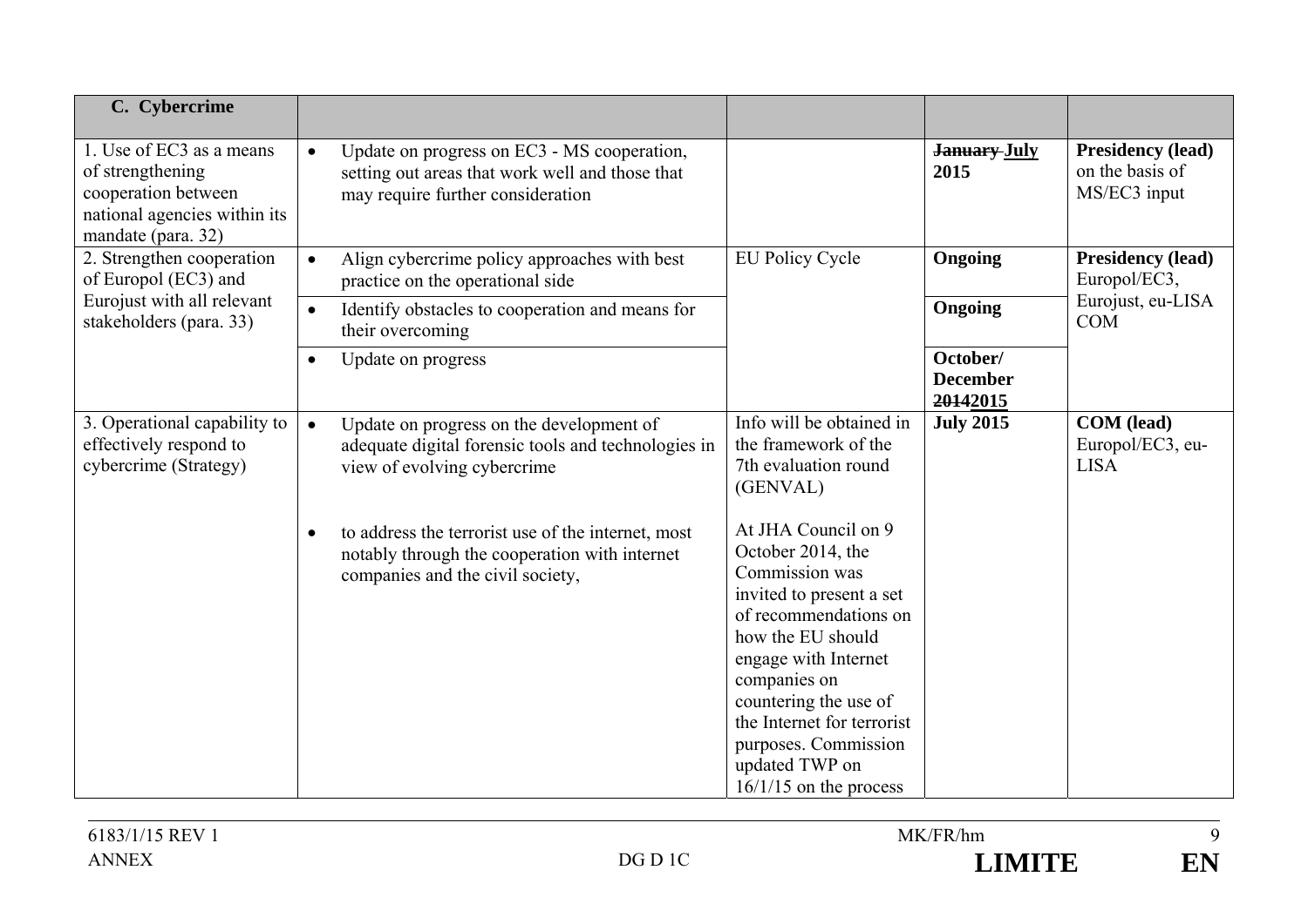| C. Cybercrime | | | | |
|---|---|---|---|---|
| 1. Use of EC3 as a means of strengthening cooperation between national agencies within its mandate (para. 32) | • Update on progress on EC3 - MS cooperation, setting out areas that work well and those that may require further consideration | | ~~January~~ **July 2015** | **Presidency (lead)** on the basis of MS/EC3 input |
| 2. Strengthen cooperation of Europol (EC3) and Eurojust with all relevant stakeholders (para. 33) | • Align cybercrime policy approaches with best practice on the operational side | EU Policy Cycle | **Ongoing** | **Presidency (lead)** Europol/EC3, Eurojust, eu-LISA COM |
| | • Identify obstacles to cooperation and means for their overcoming | | **Ongoing** | |
| | • Update on progress | | **October/ December** ~~**2014**~~**2015** | |
| 3. Operational capability to effectively respond to cybercrime (Strategy) | • Update on progress on the development of adequate digital forensic tools and technologies in view of evolving cybercrime<br><br>• to address the terrorist use of the internet, most notably through the cooperation with internet companies and the civil society, | Info will be obtained in the framework of the 7th evaluation round (GENVAL)<br><br>At JHA Council on 9 October 2014, the Commission was invited to present a set of recommendations on how the EU should engage with Internet companies on countering the use of the Internet for terrorist purposes. Commission updated TWP on 16/1/15 on the process | **July 2015** | **COM (lead)** Europol/EC3, eu-LISA |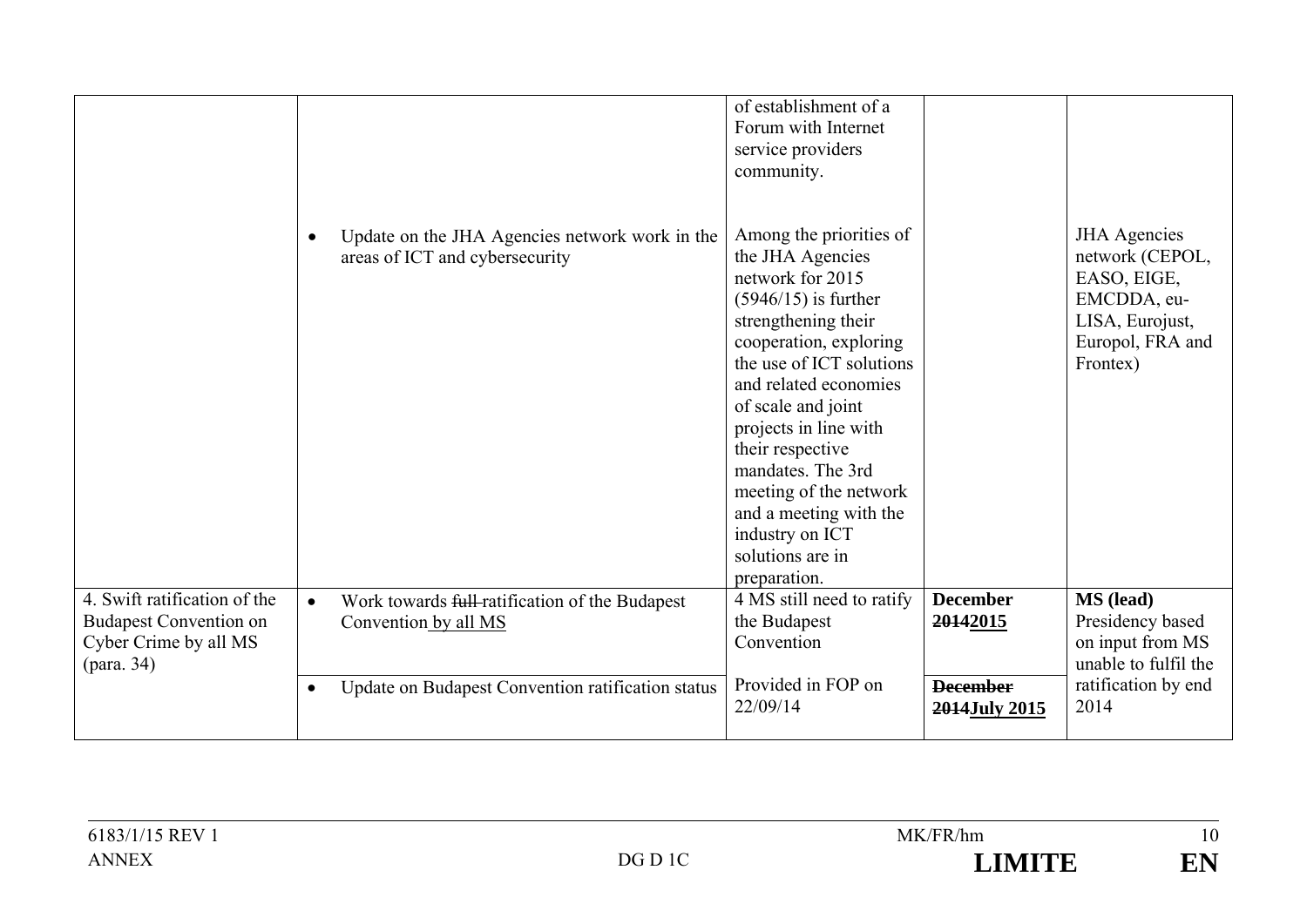| | | | | |
|---|---|---|---|---|
| | | of establishment of a Forum with Internet service providers community. | | |
| | • Update on the JHA Agencies network work in the areas of ICT and cybersecurity | Among the priorities of the JHA Agencies network for 2015 (5946/15) is further strengthening their cooperation, exploring the use of ICT solutions and related economies of scale and joint projects in line with their respective mandates. The 3rd meeting of the network and a meeting with the industry on ICT solutions are in preparation. | | JHA Agencies network (CEPOL, EASO, EIGE, EMCDDA, eu-LISA, Eurojust, Europol, FRA and Frontex) |
| 4. Swift ratification of the Budapest Convention on Cyber Crime by all MS (para. 34) | • Work towards ~~full~~ ratification of the Budapest Convention <u>by all MS</u> | 4 MS still need to ratify the Budapest Convention | **December** ~~2014~~<u>2015</u> | **MS (lead)** Presidency based on input from MS unable to fulfil the ratification by end 2014 |
| | • Update on Budapest Convention ratification status | Provided in FOP on 22/09/14 | ~~**December 2014**~~**<u>July 2015</u>** | |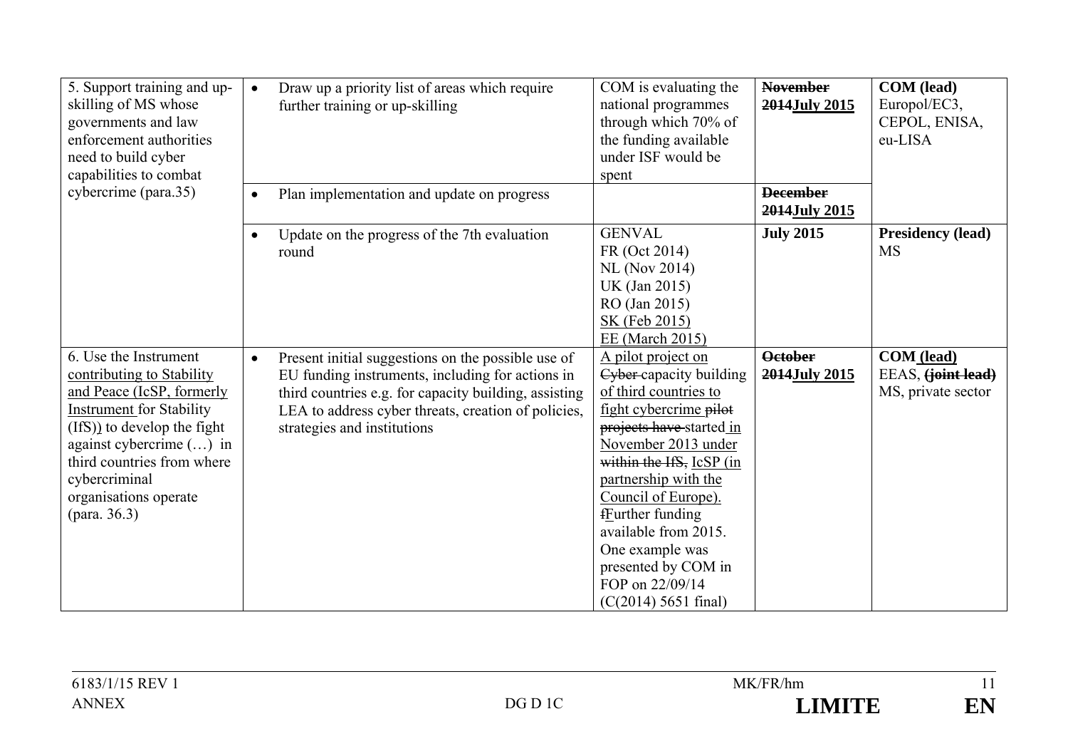| | | | | |
|---|---|---|---|---|
| 5. Support training and up-skilling of MS whose governments and law enforcement authorities need to build cyber capabilities to combat cybercrime (para.35) | • Draw up a priority list of areas which require further training or up-skilling | COM is evaluating the national programmes through which 70% of the funding available under ISF would be spent | ~~**November 2014**~~**<u>July 2015</u>** | **COM (lead)** Europol/EC3, CEPOL, ENISA, eu-LISA |
| | • Plan implementation and update on progress | | ~~**December 2014**~~**<u>July 2015</u>** | |
| | • Update on the progress of the 7th evaluation round | GENVAL FR (Oct 2014) NL (Nov 2014) UK (Jan 2015) RO (Jan 2015) <u>SK (Feb 2015)</u> <u>EE (March 2015)</u> | **July 2015** | **Presidency (lead)** MS |
| 6. Use the Instrument <u>contributing to Stability and Peace (IcSP, formerly Instrument</u> for Stability (IfS)<u>)</u> to develop the fight against cybercrime (…) in third countries from where cybercriminal organisations operate (para. 36.3) | • Present initial suggestions on the possible use of EU funding instruments, including for actions in third countries e.g. for capacity building, assisting LEA to address cyber threats, creation of policies, strategies and institutions | <u>A pilot project on</u> ~~Cyber~~ capacity building <u>of third countries to fight cybercrime</u> ~~pilot projects have~~ started <u>in November 2013 under</u> ~~within the IfS,~~ <u>IcSP (in partnership with the Council of Europe).</u> ~~f~~<u>F</u>urther funding available from 2015. One example was presented by COM in FOP on 22/09/14 (C(2014) 5651 final) | ~~**October 2014**~~**<u>July 2015</u>** | **COM <u>(lead)</u>** EEAS, ~~**(joint lead)**~~ MS, private sector |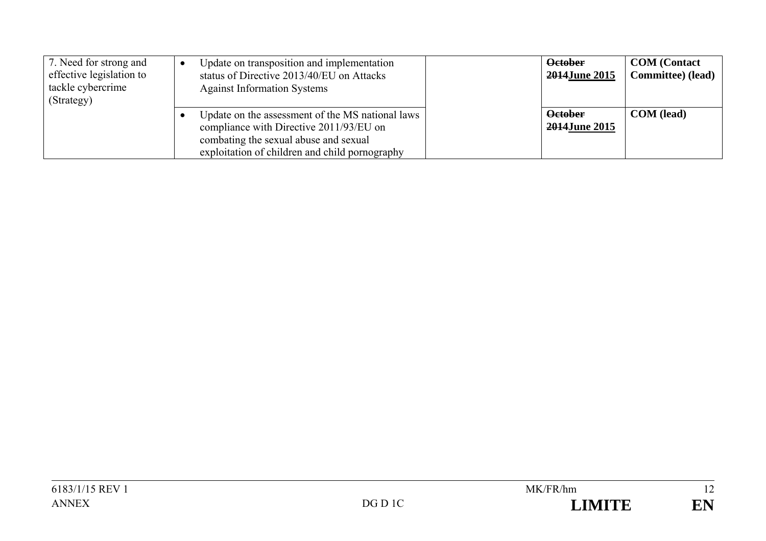| 7. Need for strong and effective legislation to tackle cybercrime (Strategy) | • Update on transposition and implementation status of Directive 2013/40/EU on Attacks Against Information Systems | | ~~October 2014~~**<u>June 2015</u>** | **COM (Contact Committee) (lead)** |
|---|---|---|---|---|
| | • Update on the assessment of the MS national laws compliance with Directive 2011/93/EU on combating the sexual abuse and sexual exploitation of children and child pornography | | ~~October 2014~~**<u>June 2015</u>** | **COM (lead)** |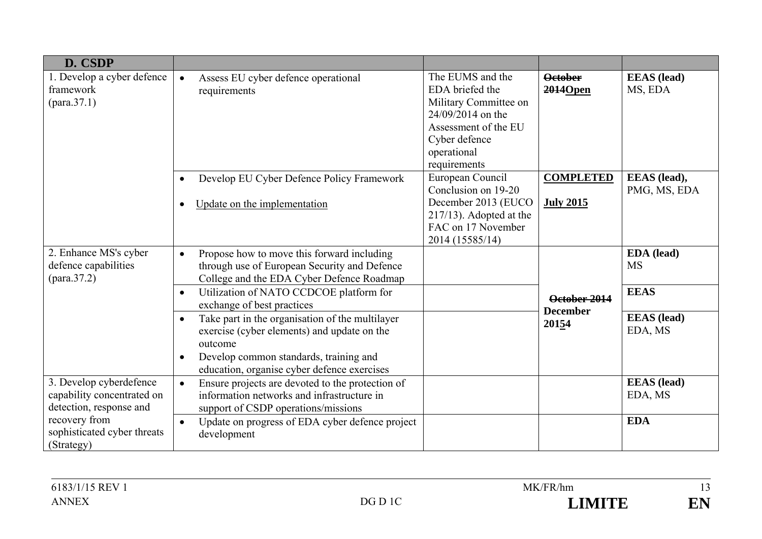| D. CSDP | | | | |
|---|---|---|---|---|
| 1. Develop a cyber defence framework (para.37.1) | • Assess EU cyber defence operational requirements | The EUMS and the EDA briefed the Military Committee on 24/09/2014 on the Assessment of the EU Cyber defence operational requirements | ~~October 2014~~**Open** | **EEAS (lead)** MS, EDA |
| | • Develop EU Cyber Defence Policy Framework<br>• Update on the implementation | European Council Conclusion on 19-20 December 2013 (EUCO 217/13). Adopted at the FAC on 17 November 2014 (15585/14) | **COMPLETED**<br><br>**July 2015** | **EEAS (lead),** PMG, MS, EDA |
| 2. Enhance MS's cyber defence capabilities (para.37.2) | • Propose how to move this forward including through use of European Security and Defence College and the EDA Cyber Defence Roadmap | | ~~October 2014~~<br>**December 2015** | **EDA (lead)** MS |
| | • Utilization of NATO CCDCOE platform for exchange of best practices | | | **EEAS** |
| | • Take part in the organisation of the multilayer exercise (cyber elements) and update on the outcome<br>• Develop common standards, training and education, organise cyber defence exercises | | | **EEAS (lead)** EDA, MS |
| 3. Develop cyberdefence capability concentrated on detection, response and recovery from sophisticated cyber threats (Strategy) | • Ensure projects are devoted to the protection of information networks and infrastructure in support of CSDP operations/missions | | | **EEAS (lead)** EDA, MS |
| | • Update on progress of EDA cyber defence project development | | | **EDA** |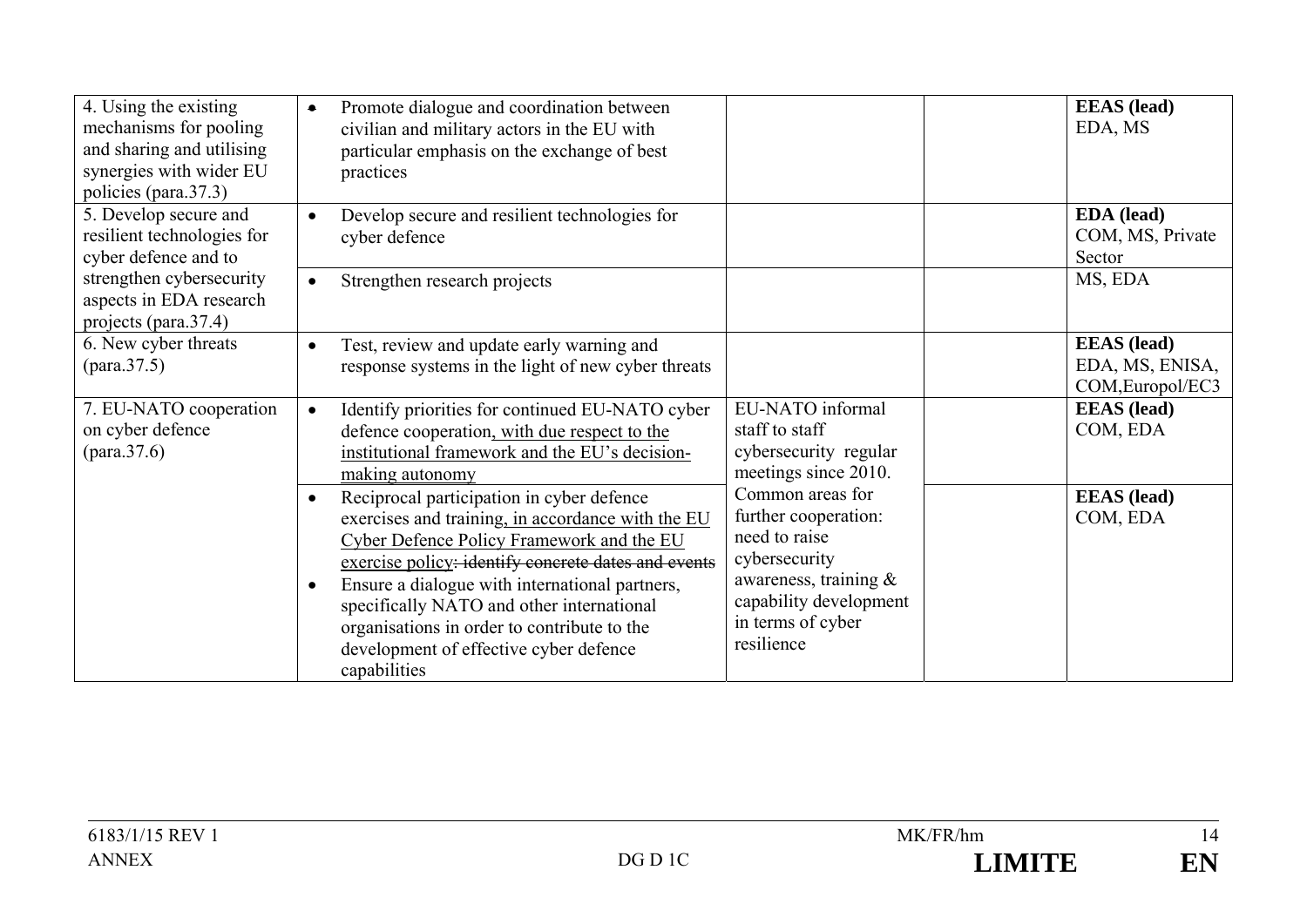| 4. Using the existing mechanisms for pooling and sharing and utilising synergies with wider EU policies (para.37.3) | • Promote dialogue and coordination between civilian and military actors in the EU with particular emphasis on the exchange of best practices | | | **EEAS (lead)** EDA, MS |
|---|---|---|---|---|
| 5. Develop secure and resilient technologies for cyber defence and to strengthen cybersecurity aspects in EDA research projects (para.37.4) | • Develop secure and resilient technologies for cyber defence | | | **EDA (lead)** COM, MS, Private Sector |
| | • Strengthen research projects | | | MS, EDA |
| 6. New cyber threats (para.37.5) | • Test, review and update early warning and response systems in the light of new cyber threats | | | **EEAS (lead)** EDA, MS, ENISA, COM,Europol/EC3 |
| 7. EU-NATO cooperation on cyber defence (para.37.6) | • Identify priorities for continued EU-NATO cyber defence cooperation<u>, with due respect to the institutional framework and the EU's decision-making autonomy</u> | EU-NATO informal staff to staff cybersecurity regular meetings since 2010. Common areas for further cooperation: need to raise cybersecurity awareness, training & capability development in terms of cyber resilience | | **EEAS (lead)** COM, EDA |
| | • Reciprocal participation in cyber defence exercises and training<u>, in accordance with the EU Cyber Defence Policy Framework and the EU exercise policy</u>~~: identify concrete dates and events~~ • Ensure a dialogue with international partners, specifically NATO and other international organisations in order to contribute to the development of effective cyber defence capabilities | | | **EEAS (lead)** COM, EDA |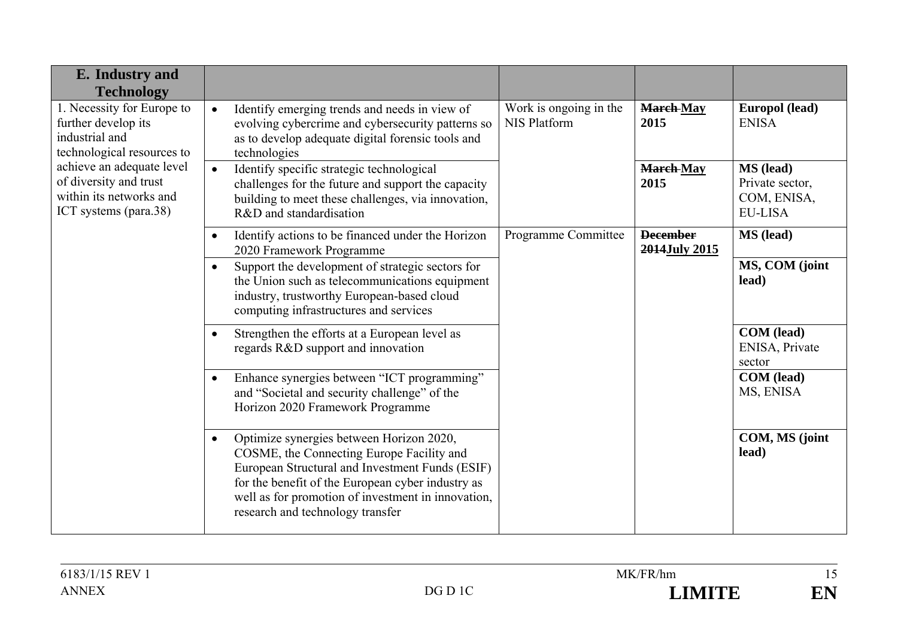| E. Industry and Technology | | | | |
|---|---|---|---|---|
| 1. Necessity for Europe to further develop its industrial and technological resources to achieve an adequate level of diversity and trust within its networks and ICT systems (para.38) | • Identify emerging trends and needs in view of evolving cybercrime and cybersecurity patterns so as to develop adequate digital forensic tools and technologies | Work is ongoing in the NIS Platform | ~~March~~ **May 2015** | **Europol (lead)** ENISA |
| | • Identify specific strategic technological challenges for the future and support the capacity building to meet these challenges, via innovation, R&D and standardisation | | ~~March~~ **May 2015** | **MS (lead)** Private sector, COM, ENISA, EU-LISA |
| | • Identify actions to be financed under the Horizon 2020 Framework Programme | Programme Committee | ~~December 2014~~ **July 2015** | **MS (lead)** |
| | • Support the development of strategic sectors for the Union such as telecommunications equipment industry, trustworthy European-based cloud computing infrastructures and services | | | **MS, COM (joint lead)** |
| | • Strengthen the efforts at a European level as regards R&D support and innovation | | | **COM (lead)** ENISA, Private sector |
| | • Enhance synergies between "ICT programming" and "Societal and security challenge" of the Horizon 2020 Framework Programme | | | **COM (lead)** MS, ENISA |
| | • Optimize synergies between Horizon 2020, COSME, the Connecting Europe Facility and European Structural and Investment Funds (ESIF) for the benefit of the European cyber industry as well as for promotion of investment in innovation, research and technology transfer | | | **COM, MS (joint lead)** |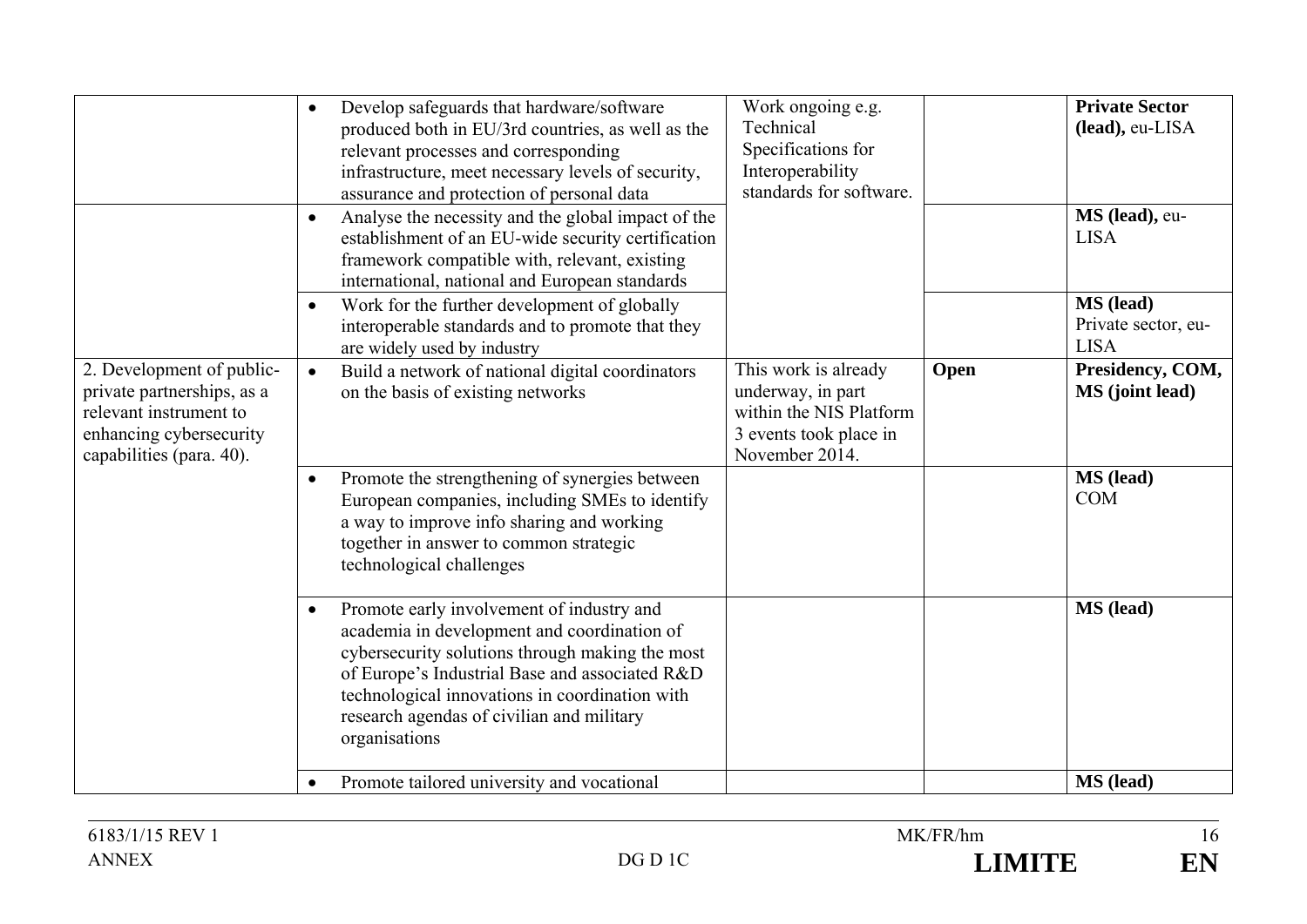| | | | | |
|---|---|---|---|---|
| | • Develop safeguards that hardware/software produced both in EU/3rd countries, as well as the relevant processes and corresponding infrastructure, meet necessary levels of security, assurance and protection of personal data | Work ongoing e.g. Technical Specifications for Interoperability standards for software. | | **Private Sector (lead),** eu-LISA |
| | • Analyse the necessity and the global impact of the establishment of an EU-wide security certification framework compatible with, relevant, existing international, national and European standards | | | **MS (lead),** eu-LISA |
| | • Work for the further development of globally interoperable standards and to promote that they are widely used by industry | | | **MS (lead)** Private sector, eu-LISA |
| 2. Development of public-private partnerships, as a relevant instrument to enhancing cybersecurity capabilities (para. 40). | • Build a network of national digital coordinators on the basis of existing networks | This work is already underway, in part within the NIS Platform 3 events took place in November 2014. | **Open** | **Presidency, COM, MS (joint lead)** |
| | • Promote the strengthening of synergies between European companies, including SMEs to identify a way to improve info sharing and working together in answer to common strategic technological challenges | | | **MS (lead)** COM |
| | • Promote early involvement of industry and academia in development and coordination of cybersecurity solutions through making the most of Europe's Industrial Base and associated R&D technological innovations in coordination with research agendas of civilian and military organisations | | | **MS (lead)** |
| | • Promote tailored university and vocational | | | **MS (lead)** |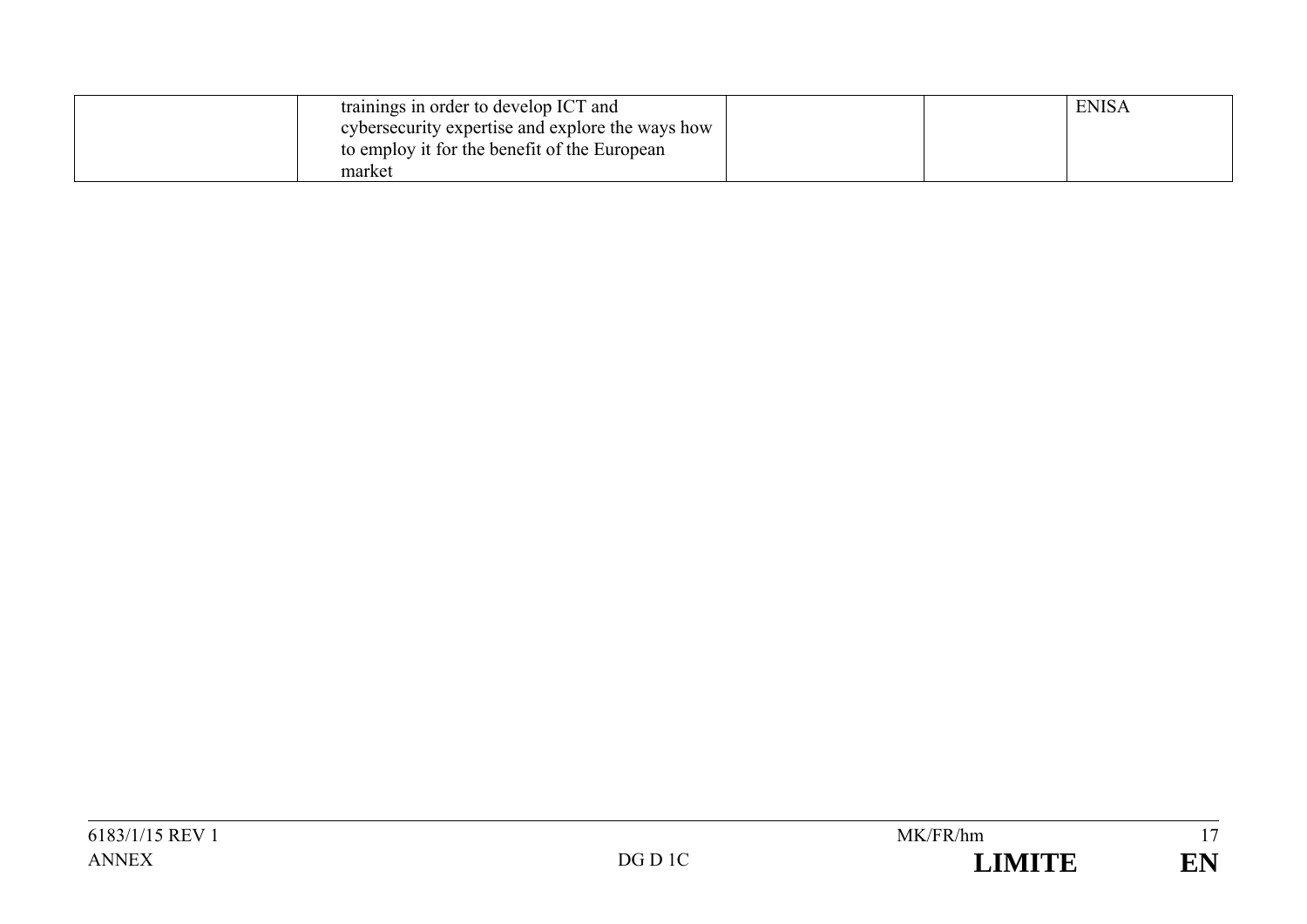| | | | | |
|---|---|---|---|---|
| | trainings in order to develop ICT and cybersecurity expertise and explore the ways how to employ it for the benefit of the European market | | | ENISA |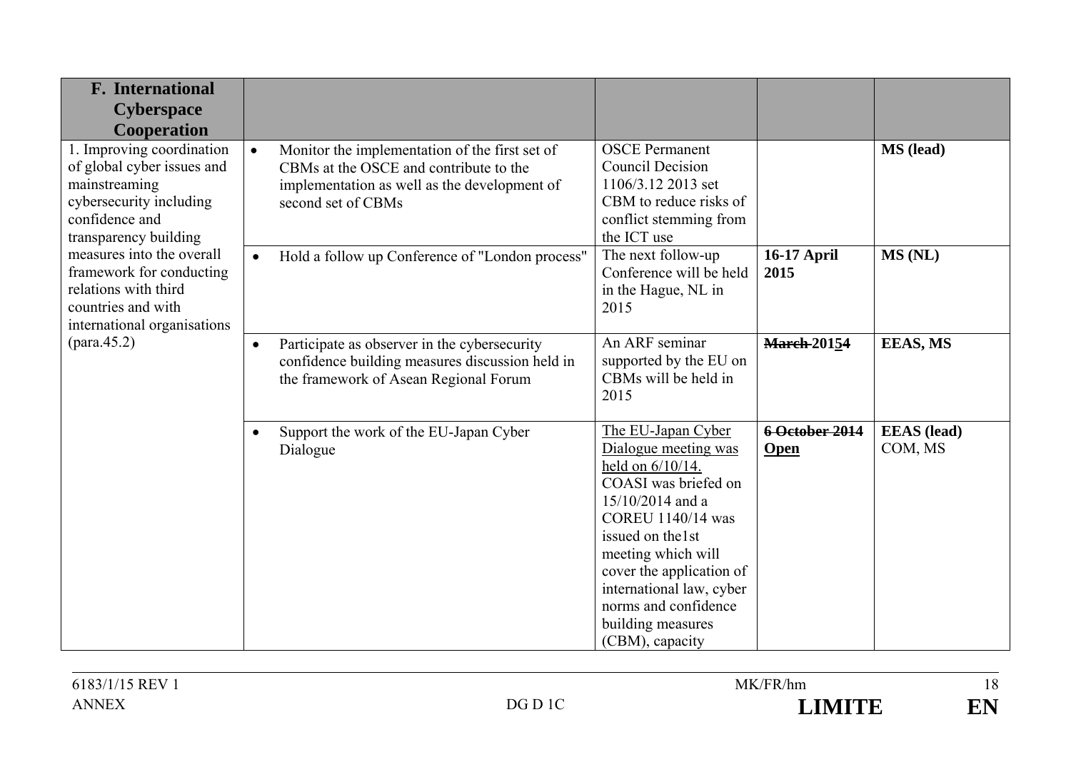| **F. International Cyberspace Cooperation** | | | | |
|---|---|---|---|---|
| 1. Improving coordination of global cyber issues and mainstreaming cybersecurity including confidence and transparency building measures into the overall framework for conducting relations with third countries and with international organisations (para.45.2) | • Monitor the implementation of the first set of CBMs at the OSCE and contribute to the implementation as well as the development of second set of CBMs | OSCE Permanent Council Decision 1106/3.12 2013 set CBM to reduce risks of conflict stemming from the ICT use | | **MS (lead)** |
| | • Hold a follow up Conference of "London process" | The next follow-up Conference will be held in the Hague, NL in 2015 | **16-17 April 2015** | **MS (NL)** |
| | • Participate as observer in the cybersecurity confidence building measures discussion held in the framework of Asean Regional Forum | An ARF seminar supported by the EU on CBMs will be held in 2015 | **~~March~~ 201~~5~~4** | **EEAS, MS** |
| | • Support the work of the EU-Japan Cyber Dialogue | The EU-Japan Cyber Dialogue meeting was held on 6/10/14. COASI was briefed on 15/10/2014 and a COREU 1140/14 was issued on the1st meeting which will cover the application of international law, cyber norms and confidence building measures (CBM), capacity | **~~6 October 2014~~ Open** | **EEAS (lead)** COM, MS |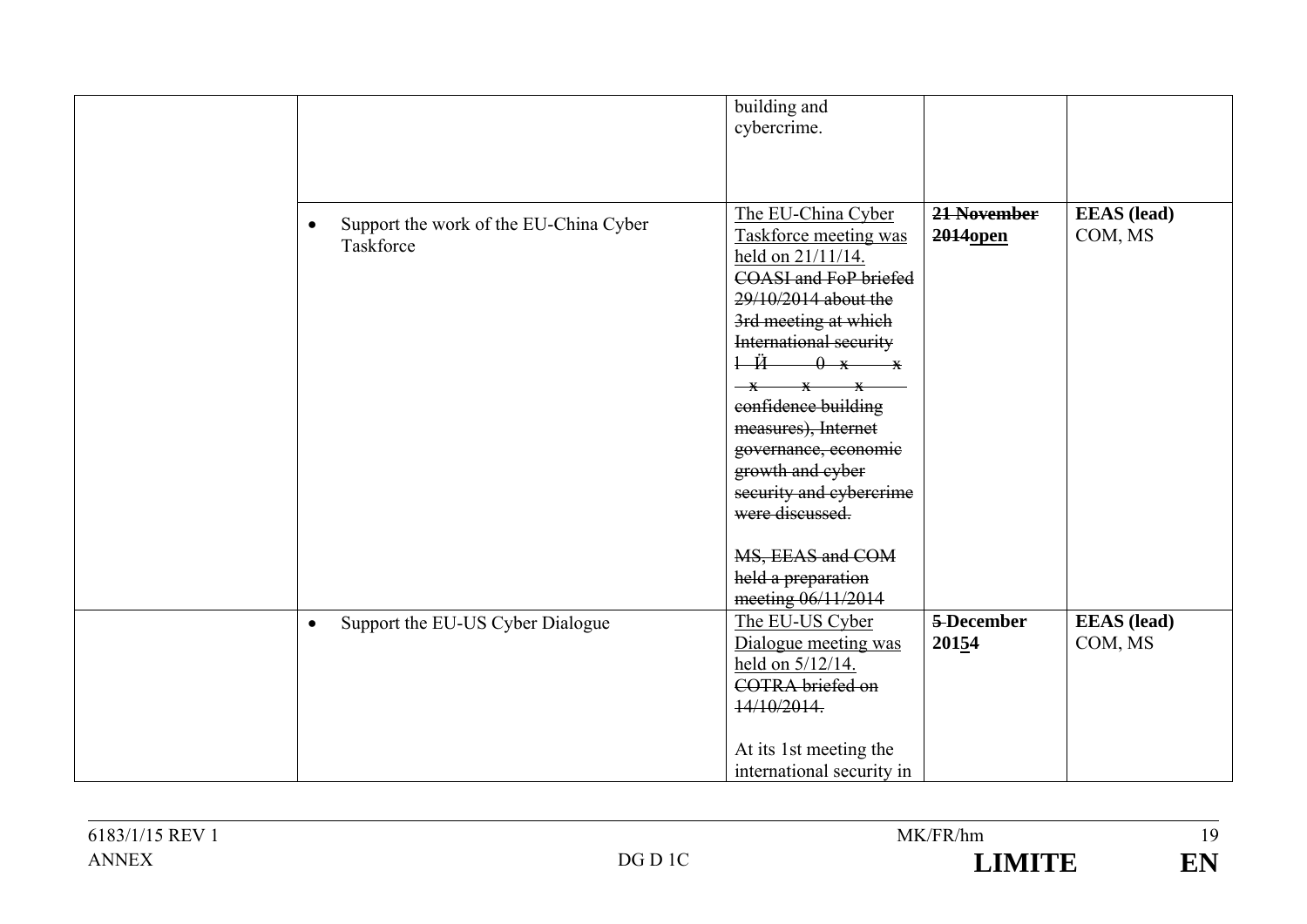| | | | | |
|---|---|---|---|---|
| | | building and cybercrime. | | |
| | • Support the work of the EU-China Cyber Taskforce | The EU-China Cyber Taskforce meeting was held on 21/11/14. ~~COASI and FoP briefed 29/10/2014 about the 3rd meeting at which International security l Й 0 x x x x x confidence building measures), Internet governance, economic growth and cyber security and cybercrime were discussed.~~ ~~MS, EEAS and COM held a preparation meeting 06/11/2014~~ | ~~**21 November 2014**~~**open** | **EEAS (lead)** COM, MS |
| | • Support the EU-US Cyber Dialogue | The EU-US Cyber Dialogue meeting was held on 5/12/14. ~~COTRA briefed on 14/10/2014.~~ At its 1st meeting the international security in | ~~**5**~~ **December 20~~1~~54** | **EEAS (lead)** COM, MS |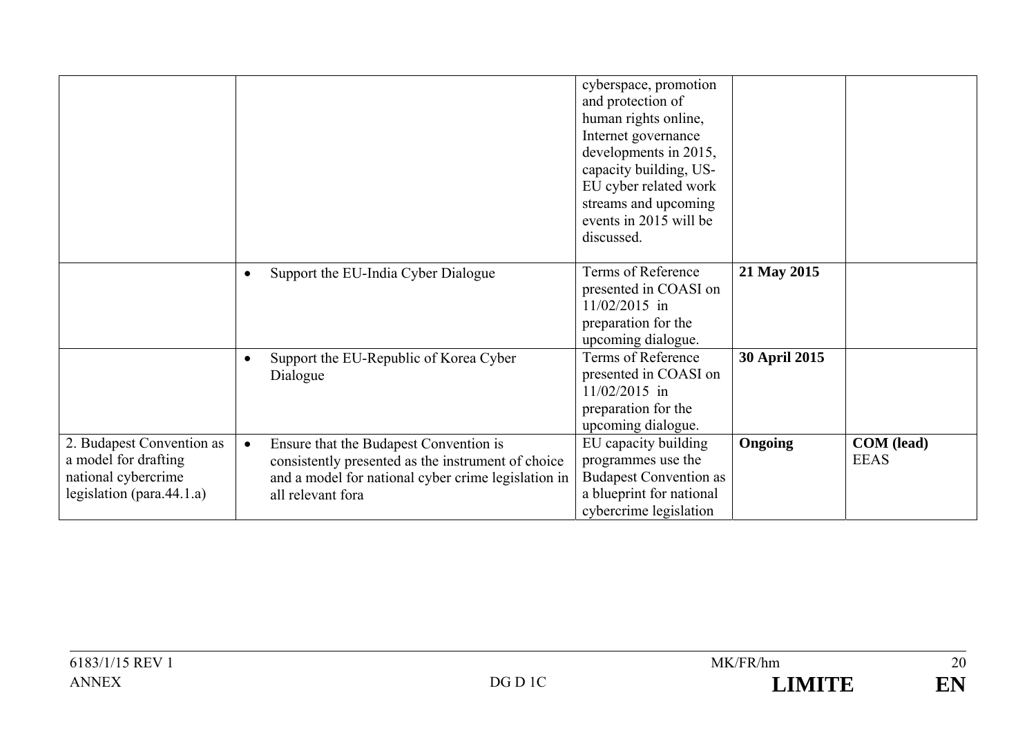| | | | | |
|---|---|---|---|---|
| | | cyberspace, promotion and protection of human rights online, Internet governance developments in 2015, capacity building, US-EU cyber related work streams and upcoming events in 2015 will be discussed. | | |
| | • Support the EU-India Cyber Dialogue | Terms of Reference presented in COASI on 11/02/2015 in preparation for the upcoming dialogue. | **21 May 2015** | |
| | • Support the EU-Republic of Korea Cyber Dialogue | Terms of Reference presented in COASI on 11/02/2015 in preparation for the upcoming dialogue. | **30 April 2015** | |
| 2. Budapest Convention as a model for drafting national cybercrime legislation (para.44.1.a) | • Ensure that the Budapest Convention is consistently presented as the instrument of choice and a model for national cyber crime legislation in all relevant fora | EU capacity building programmes use the Budapest Convention as a blueprint for national cybercrime legislation | **Ongoing** | **COM (lead)** EEAS |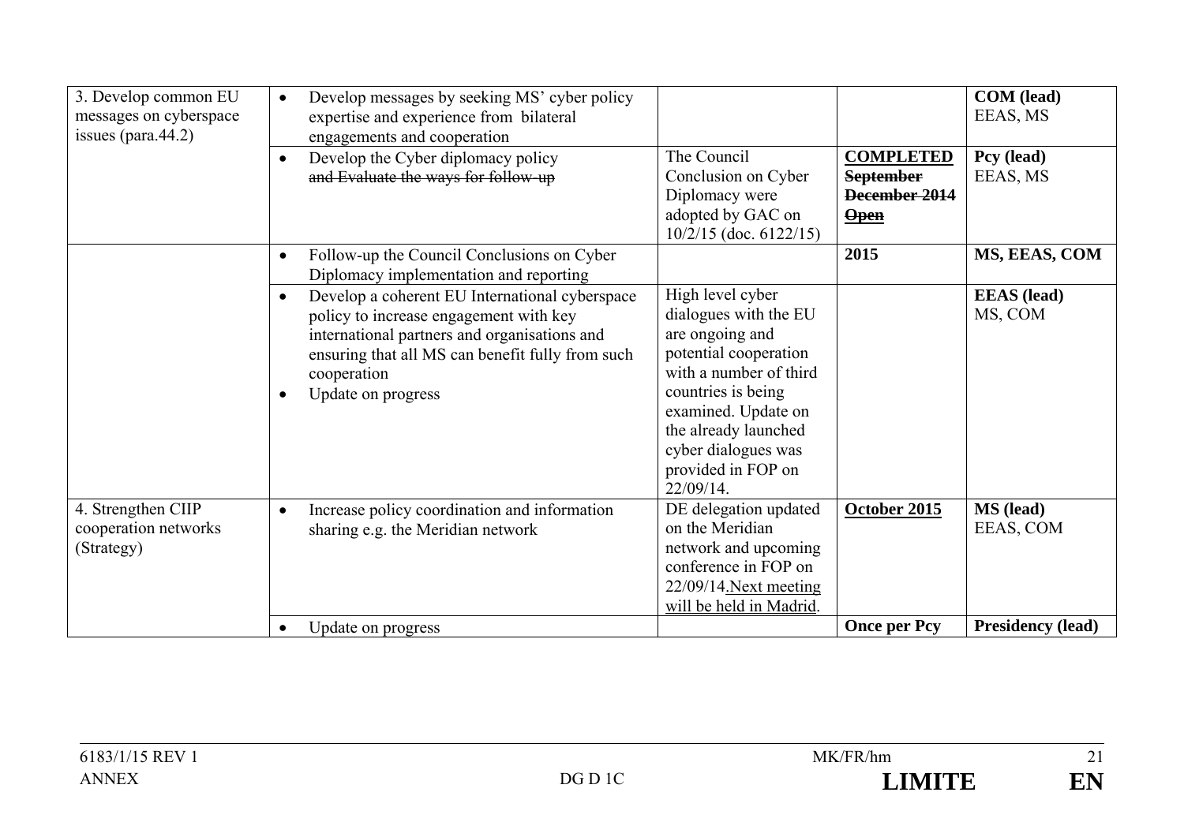| | | | | |
|---|---|---|---|---|
| 3. Develop common EU messages on cyberspace issues (para.44.2) | • Develop messages by seeking MS' cyber policy expertise and experience from bilateral engagements and cooperation | | | **COM (lead)**<br>EEAS, MS |
| | • Develop the Cyber diplomacy policy ~~and Evaluate the ways for follow-up~~ | The Council Conclusion on Cyber Diplomacy were adopted by GAC on 10/2/15 (doc. 6122/15) | **COMPLETED**<br>~~**September**~~<br>~~**December 2014**~~<br>~~**Open**~~ | **Pcy (lead)**<br>EEAS, MS |
| | • Follow-up the Council Conclusions on Cyber Diplomacy implementation and reporting | | **2015** | **MS, EEAS, COM** |
| | • Develop a coherent EU International cyberspace policy to increase engagement with key international partners and organisations and ensuring that all MS can benefit fully from such cooperation<br>• Update on progress | High level cyber dialogues with the EU are ongoing and potential cooperation with a number of third countries is being examined. Update on the already launched cyber dialogues was provided in FOP on 22/09/14. | | **EEAS (lead)**<br>MS, COM |
| 4. Strengthen CIIP cooperation networks (Strategy) | • Increase policy coordination and information sharing e.g. the Meridian network | DE delegation updated on the Meridian network and upcoming conference in FOP on 22/09/14.<u>Next meeting will be held in Madrid</u>. | <u>**October 2015**</u> | **MS (lead)**<br>EEAS, COM |
| | • Update on progress | | **Once per Pcy** | **Presidency (lead)** |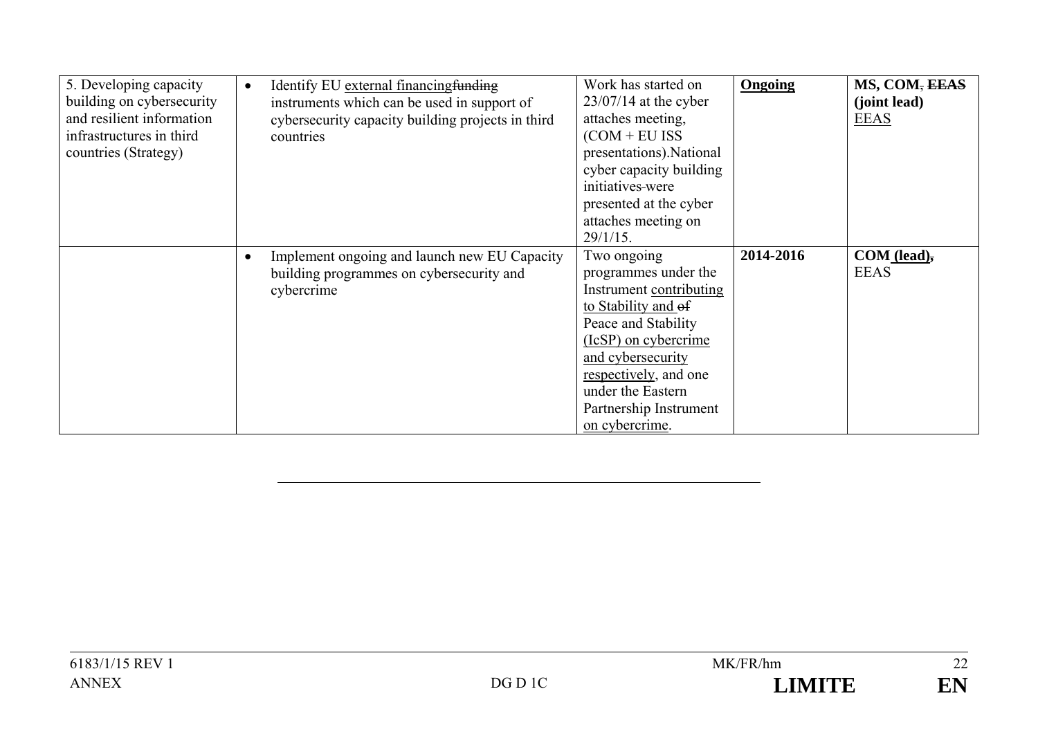| | | | | |
|---|---|---|---|---|
| 5. Developing capacity building on cybersecurity and resilient information infrastructures in third countries (Strategy) | • Identify EU external financingfunding instruments which can be used in support of cybersecurity capacity building projects in third countries | Work has started on 23/07/14 at the cyber attaches meeting, (COM + EU ISS presentations).National cyber capacity building initiatives were presented at the cyber attaches meeting on 29/1/15. | **Ongoing** | **MS, COM, EEAS (joint lead)** EEAS |
| | • Implement ongoing and launch new EU Capacity building programmes on cybersecurity and cybercrime | Two ongoing programmes under the Instrument contributing to Stability and of Peace and Stability (IcSP) on cybercrime and cybersecurity respectively, and one under the Eastern Partnership Instrument on cybercrime. | **2014-2016** | **COM (lead),** EEAS |

---